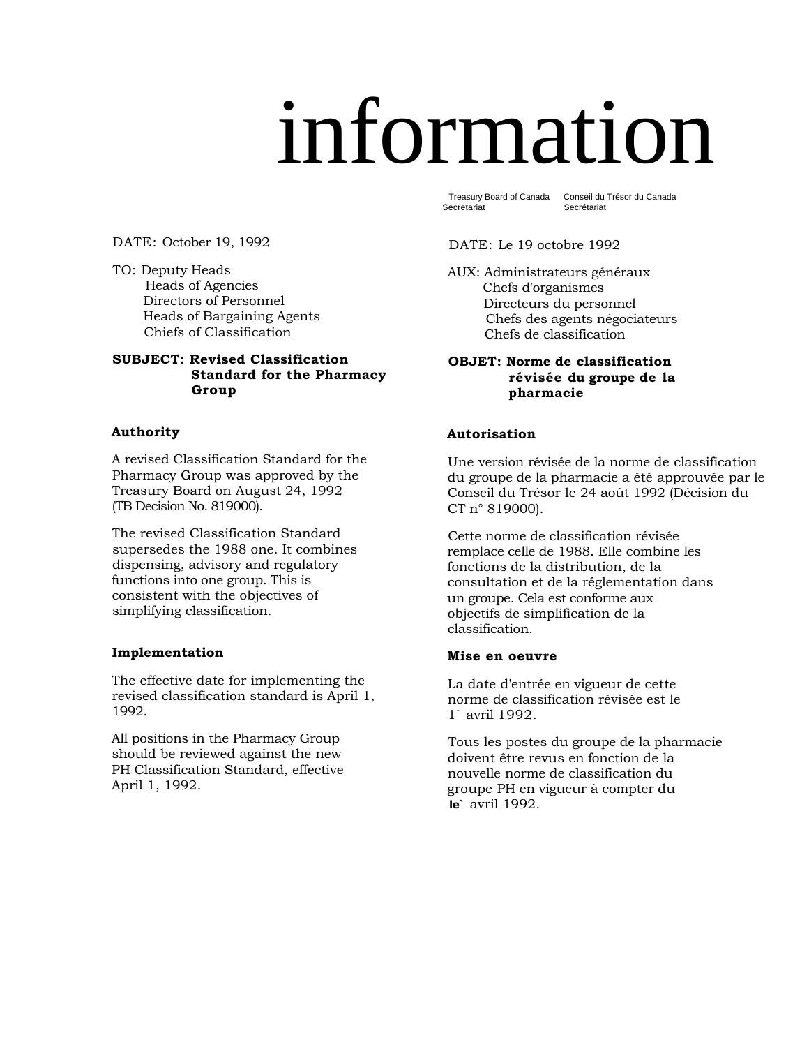# information

Treasury Board of Canada Secretariat — Conseil du Trésor du Canada Secrétariat

DATE: October 19, 1992

TO: Deputy Heads
Heads of Agencies
Directors of Personnel
Heads of Bargaining Agents
Chiefs of Classification

**SUBJECT: Revised Classification Standard for the Pharmacy Group**

### Authority

A revised Classification Standard for the Pharmacy Group was approved by the Treasury Board on August 24, 1992 (TB Decision No. 819000).

The revised Classification Standard supersedes the 1988 one. It combines dispensing, advisory and regulatory functions into one group. This is consistent with the objectives of simplifying classification.

### Implementation

The effective date for implementing the revised classification standard is April 1, 1992.

All positions in the Pharmacy Group should be reviewed against the new PH Classification Standard, effective April 1, 1992.

---

DATE: Le 19 octobre 1992

AUX: Administrateurs généraux
Chefs d'organismes
Directeurs du personnel
Chefs des agents négociateurs
Chefs de classification

**OBJET: Norme de classification révisée du groupe de la pharmacie**

### Autorisation

Une version révisée de la norme de classification du groupe de la pharmacie a été approuvée par le Conseil du Trésor le 24 août 1992 (Décision du CT n° 819000).

Cette norme de classification révisée remplace celle de 1988. Elle combine les fonctions de la distribution, de la consultation et de la réglementation dans un groupe. Cela est conforme aux objectifs de simplification de la classification.

### Mise en oeuvre

La date d'entrée en vigueur de cette norme de classification révisée est le 1` avril 1992.

Tous les postes du groupe de la pharmacie doivent être revus en fonction de la nouvelle norme de classification du groupe PH en vigueur à compter du le` avril 1992.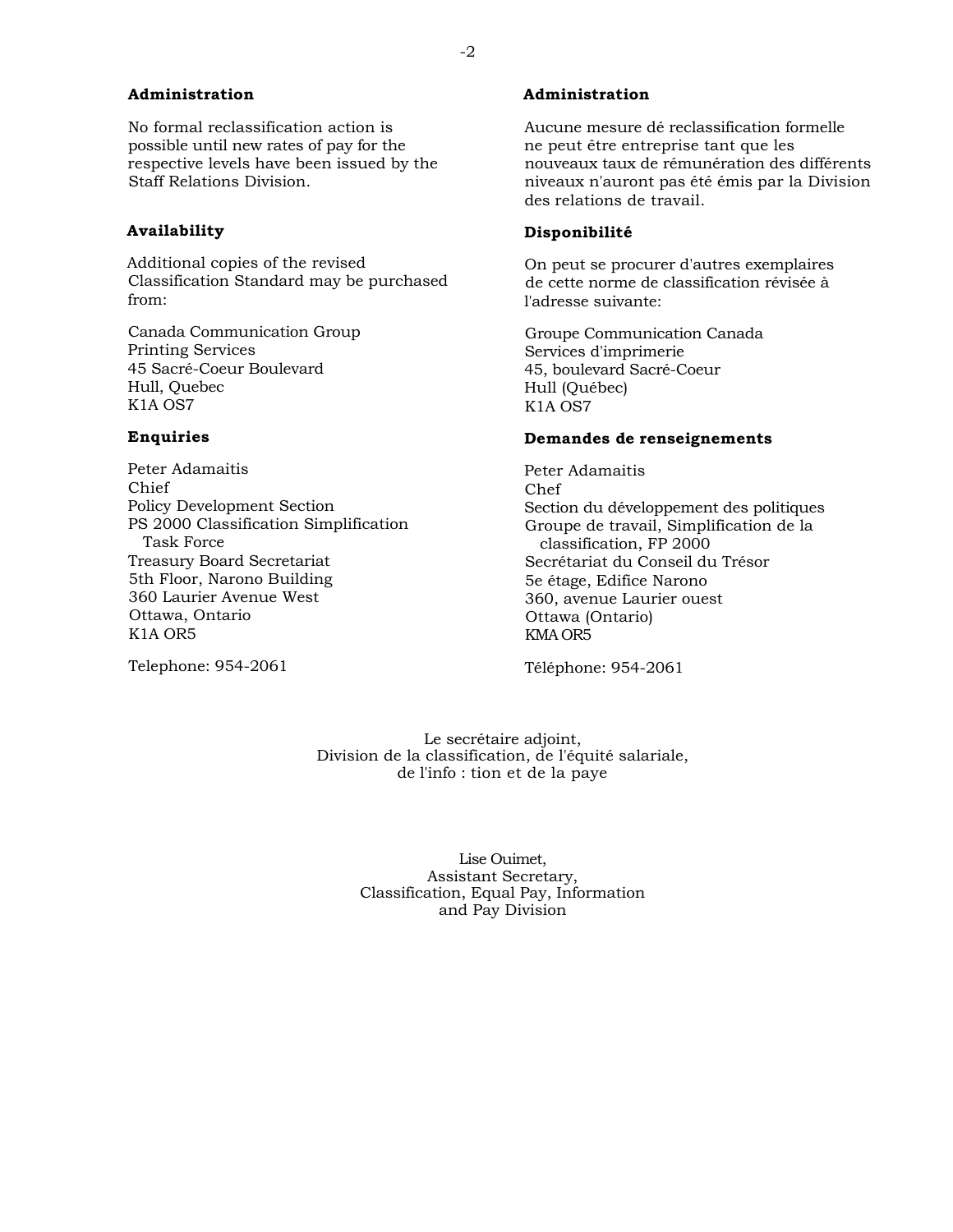### Administration

No formal reclassification action is possible until new rates of pay for the respective levels have been issued by the Staff Relations Division.

### Availability

Additional copies of the revised Classification Standard may be purchased from:

Canada Communication Group
Printing Services
45 Sacré-Coeur Boulevard
Hull, Quebec
K1A OS7

### Enquiries

Peter Adamaitis
Chief
Policy Development Section
PS 2000 Classification Simplification Task Force
Treasury Board Secretariat
5th Floor, Narono Building
360 Laurier Avenue West
Ottawa, Ontario
K1A OR5

Telephone: 954-2061

### Administration

Aucune mesure dé reclassification formelle ne peut être entreprise tant que les nouveaux taux de rémunération des différents niveaux n'auront pas été émis par la Division des relations de travail.

### Disponibilité

On peut se procurer d'autres exemplaires de cette norme de classification révisée à l'adresse suivante:

Groupe Communication Canada
Services d'imprimerie
45, boulevard Sacré-Coeur
Hull (Québec)
K1A OS7

### Demandes de renseignements

Peter Adamaitis
Chef
Section du développement des politiques
Groupe de travail, Simplification de la classification, FP 2000
Secrétariat du Conseil du Trésor
5e étage, Edifice Narono
360, avenue Laurier ouest
Ottawa (Ontario)
KMA OR5

Téléphone: 954-2061

Le secrétaire adjoint,
Division de la classification, de l'équité salariale,
de l'info : tion et de la paye

Lise Ouimet,
Assistant Secretary,
Classification, Equal Pay, Information
and Pay Division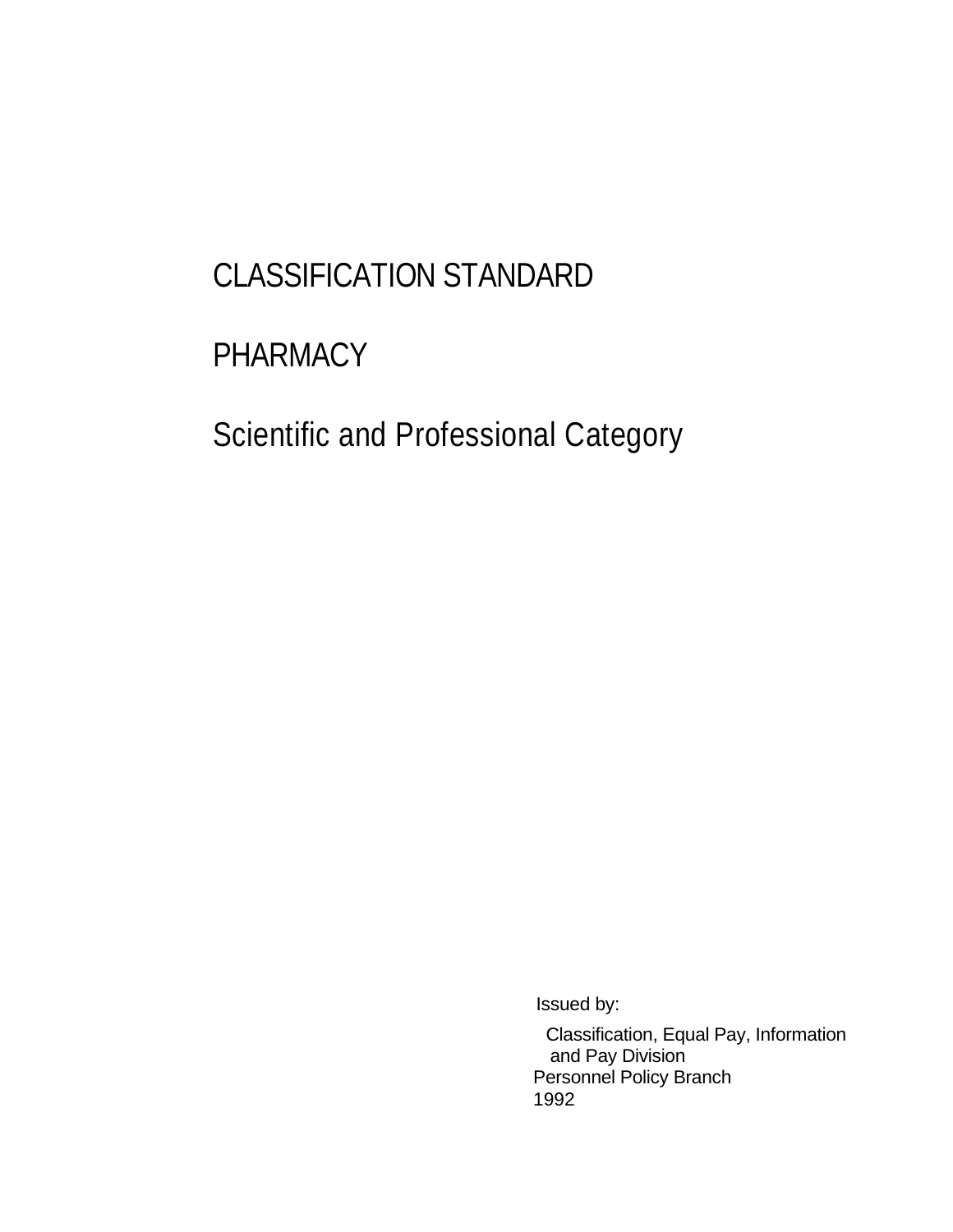# CLASSIFICATION STANDARD

# PHARMACY

## Scientific and Professional Category

Issued by:

Classification, Equal Pay, Information and Pay Division
Personnel Policy Branch
1992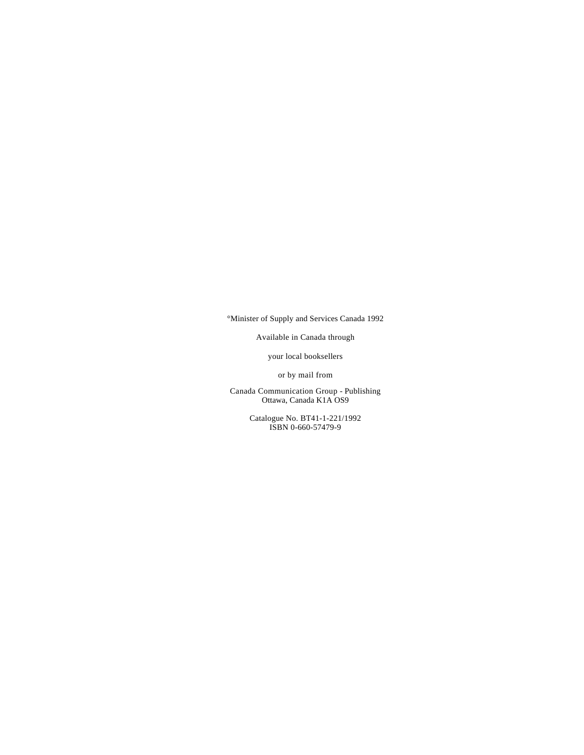°Minister of Supply and Services Canada 1992

Available in Canada through

your local booksellers

or by mail from

Canada Communication Group - Publishing  
Ottawa, Canada K1A OS9

Catalogue No. BT41-1-221/1992  
ISBN 0-660-57479-9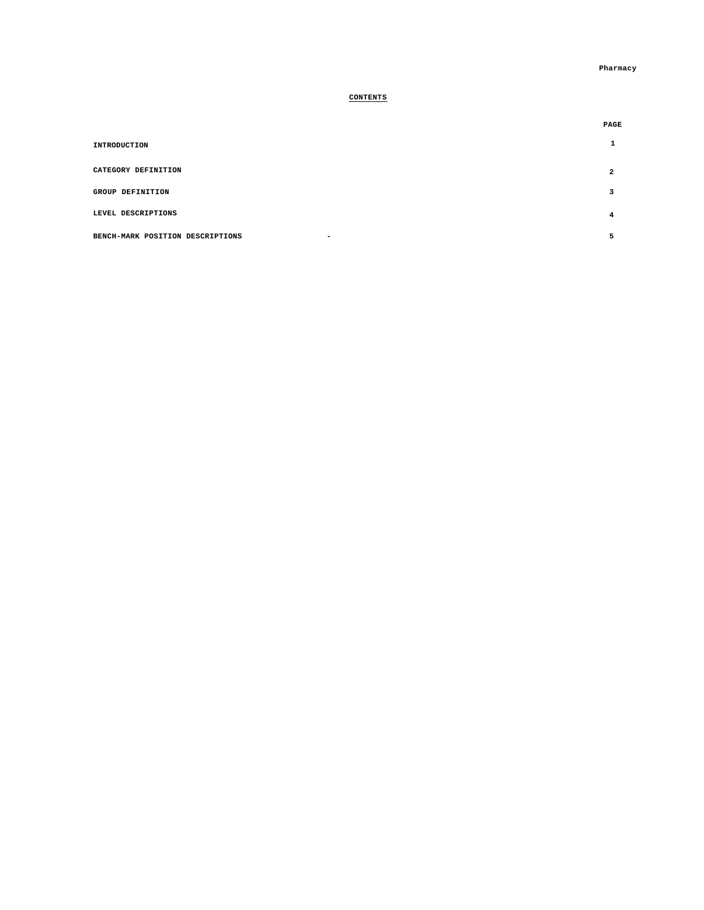## CONTENTS

| | PAGE |
|---|---|
| INTRODUCTION | 1 |
| CATEGORY DEFINITION | 2 |
| GROUP DEFINITION | 3 |
| LEVEL DESCRIPTIONS | 4 |
| BENCH-MARK POSITION DESCRIPTIONS - | 5 |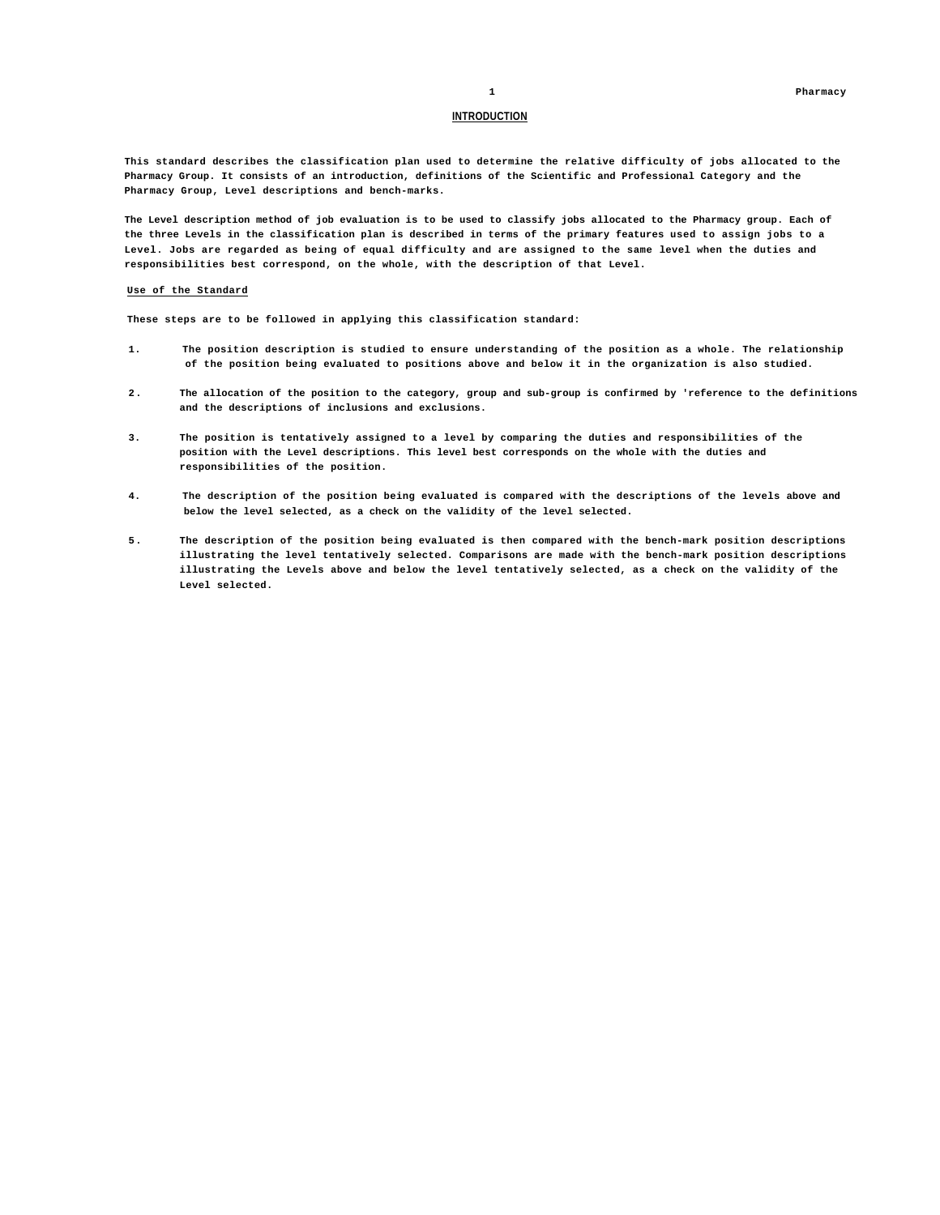## INTRODUCTION

This standard describes the classification plan used to determine the relative difficulty of jobs allocated to the Pharmacy Group. It consists of an introduction, definitions of the Scientific and Professional Category and the Pharmacy Group, Level descriptions and bench-marks.

The Level description method of job evaluation is to be used to classify jobs allocated to the Pharmacy group. Each of the three Levels in the classification plan is described in terms of the primary features used to assign jobs to a Level. Jobs are regarded as being of equal difficulty and are assigned to the same level when the duties and responsibilities best correspond, on the whole, with the description of that Level.

### Use of the Standard

These steps are to be followed in applying this classification standard:

1. The position description is studied to ensure understanding of the position as a whole. The relationship of the position being evaluated to positions above and below it in the organization is also studied.

2. The allocation of the position to the category, group and sub-group is confirmed by 'reference to the definitions and the descriptions of inclusions and exclusions.

3. The position is tentatively assigned to a level by comparing the duties and responsibilities of the position with the Level descriptions. This level best corresponds on the whole with the duties and responsibilities of the position.

4. The description of the position being evaluated is compared with the descriptions of the levels above and below the level selected, as a check on the validity of the level selected.

5. The description of the position being evaluated is then compared with the bench-mark position descriptions illustrating the level tentatively selected. Comparisons are made with the bench-mark position descriptions illustrating the Levels above and below the level tentatively selected, as a check on the validity of the Level selected.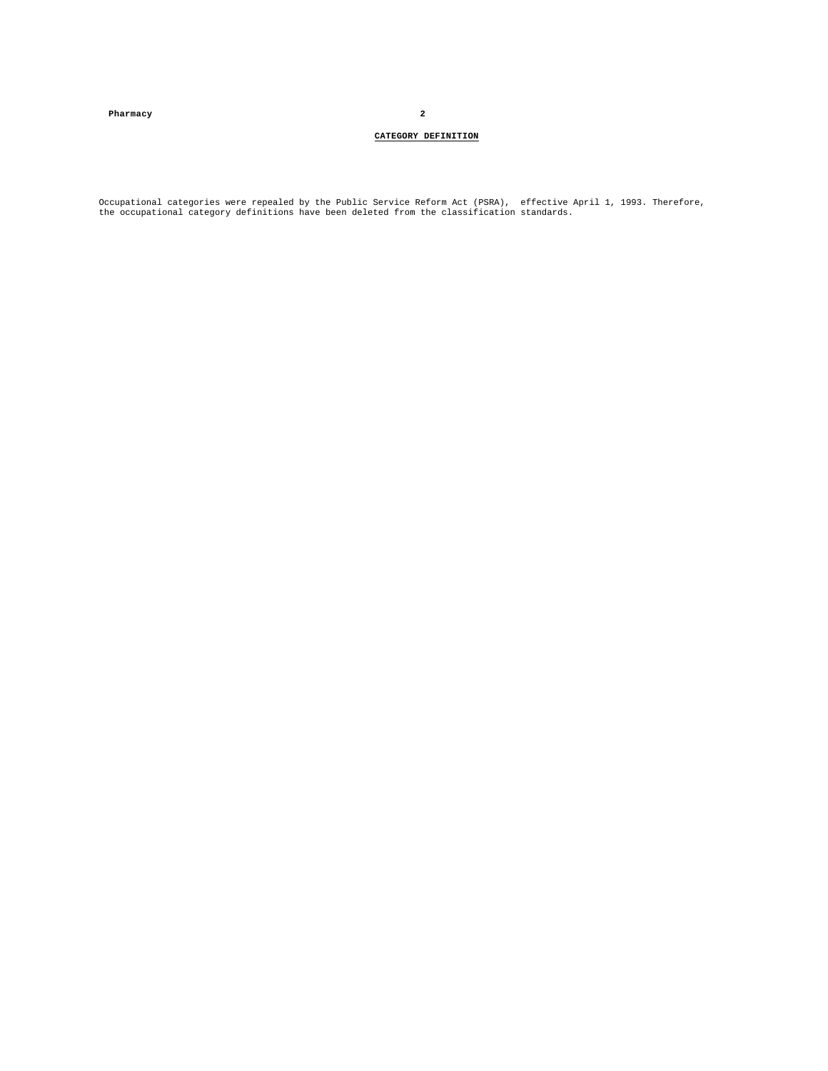## CATEGORY DEFINITION

Occupational categories were repealed by the Public Service Reform Act (PSRA), effective April 1, 1993. Therefore, the occupational category definitions have been deleted from the classification standards.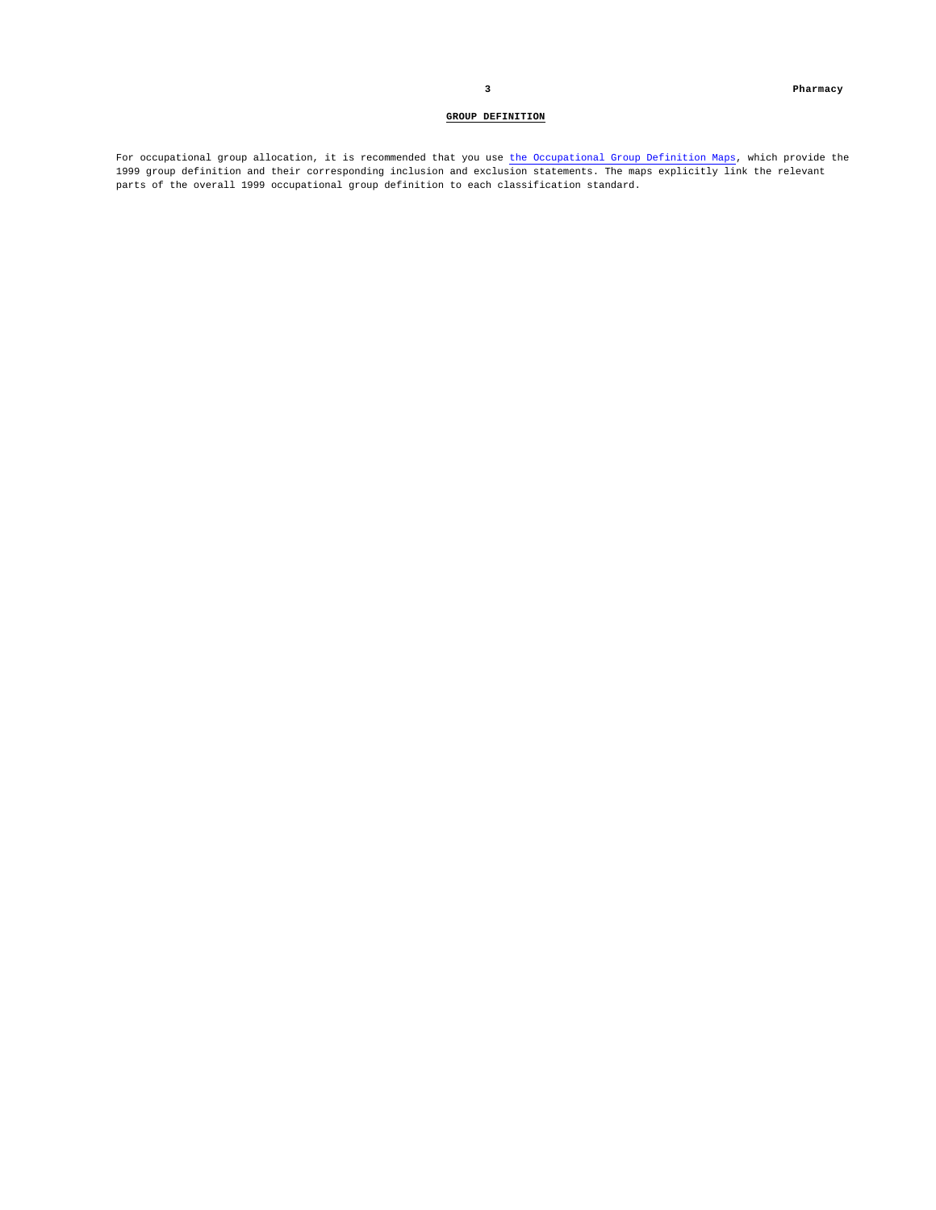## GROUP DEFINITION

For occupational group allocation, it is recommended that you use [the Occupational Group Definition Maps], which provide the 1999 group definition and their corresponding inclusion and exclusion statements. The maps explicitly link the relevant parts of the overall 1999 occupational group definition to each classification standard.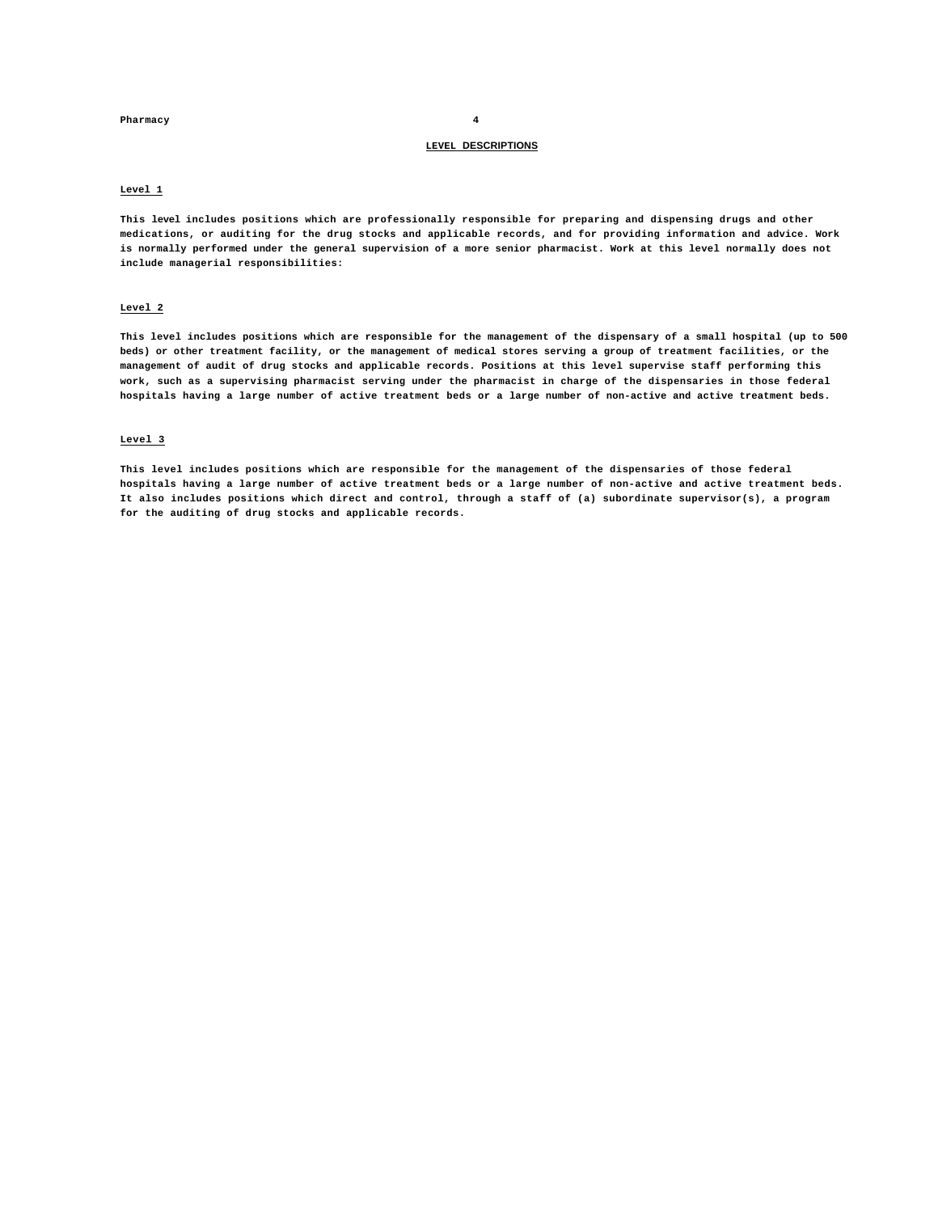## LEVEL DESCRIPTIONS

### Level 1

This level includes positions which are professionally responsible for preparing and dispensing drugs and other medications, or auditing for the drug stocks and applicable records, and for providing information and advice. Work is normally performed under the general supervision of a more senior pharmacist. Work at this level normally does not include managerial responsibilities:

### Level 2

This level includes positions which are responsible for the management of the dispensary of a small hospital (up to 500 beds) or other treatment facility, or the management of medical stores serving a group of treatment facilities, or the management of audit of drug stocks and applicable records. Positions at this level supervise staff performing this work, such as a supervising pharmacist serving under the pharmacist in charge of the dispensaries in those federal hospitals having a large number of active treatment beds or a large number of non-active and active treatment beds.

### Level 3

This level includes positions which are responsible for the management of the dispensaries of those federal hospitals having a large number of active treatment beds or a large number of non-active and active treatment beds. It also includes positions which direct and control, through a staff of (a) subordinate supervisor(s), a program for the auditing of drug stocks and applicable records.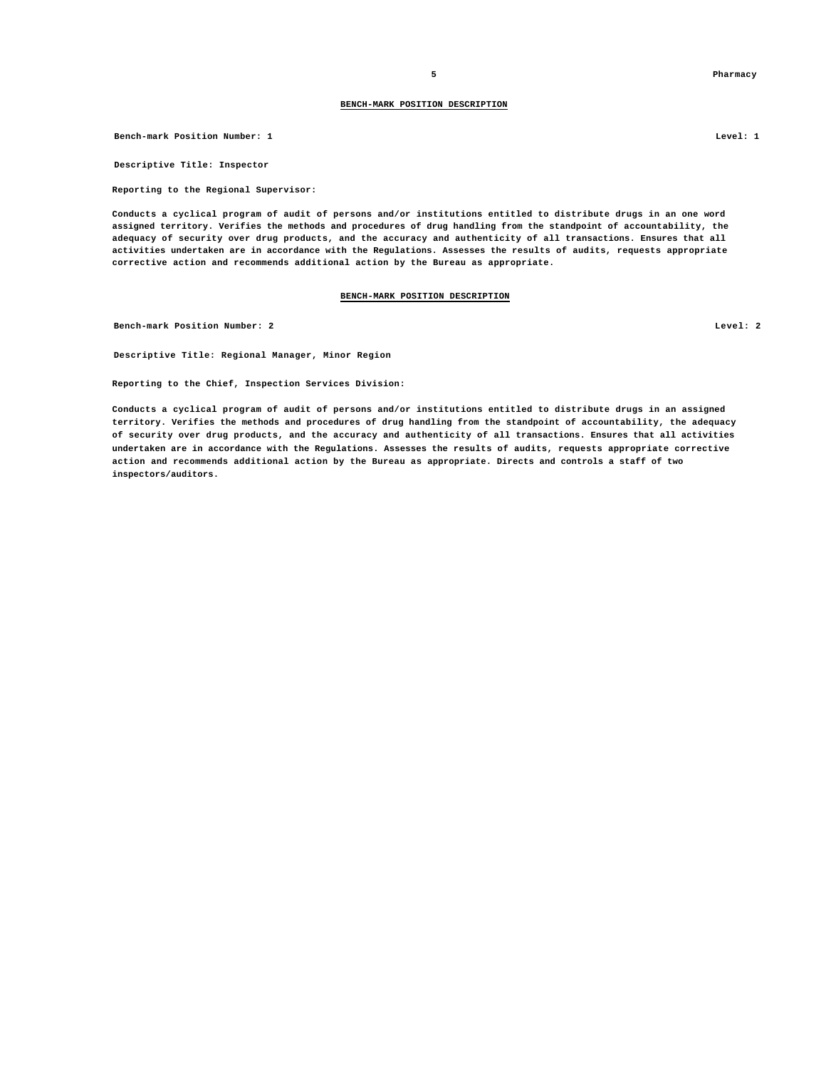## BENCH-MARK POSITION DESCRIPTION

**Bench-mark Position Number: 1** **Level: 1**

**Descriptive Title: Inspector**

**Reporting to the Regional Supervisor:**

**Conducts a cyclical program of audit of persons and/or institutions entitled to distribute drugs in an one word assigned territory. Verifies the methods and procedures of drug handling from the standpoint of accountability, the adequacy of security over drug products, and the accuracy and authenticity of all transactions. Ensures that all activities undertaken are in accordance with the Regulations. Assesses the results of audits, requests appropriate corrective action and recommends additional action by the Bureau as appropriate.**

## BENCH-MARK POSITION DESCRIPTION

**Bench-mark Position Number: 2** **Level: 2**

**Descriptive Title: Regional Manager, Minor Region**

**Reporting to the Chief, Inspection Services Division:**

**Conducts a cyclical program of audit of persons and/or institutions entitled to distribute drugs in an assigned territory. Verifies the methods and procedures of drug handling from the standpoint of accountability, the adequacy of security over drug products, and the accuracy and authenticity of all transactions. Ensures that all activities undertaken are in accordance with the Regulations. Assesses the results of audits, requests appropriate corrective action and recommends additional action by the Bureau as appropriate. Directs and controls a staff of two inspectors/auditors.**